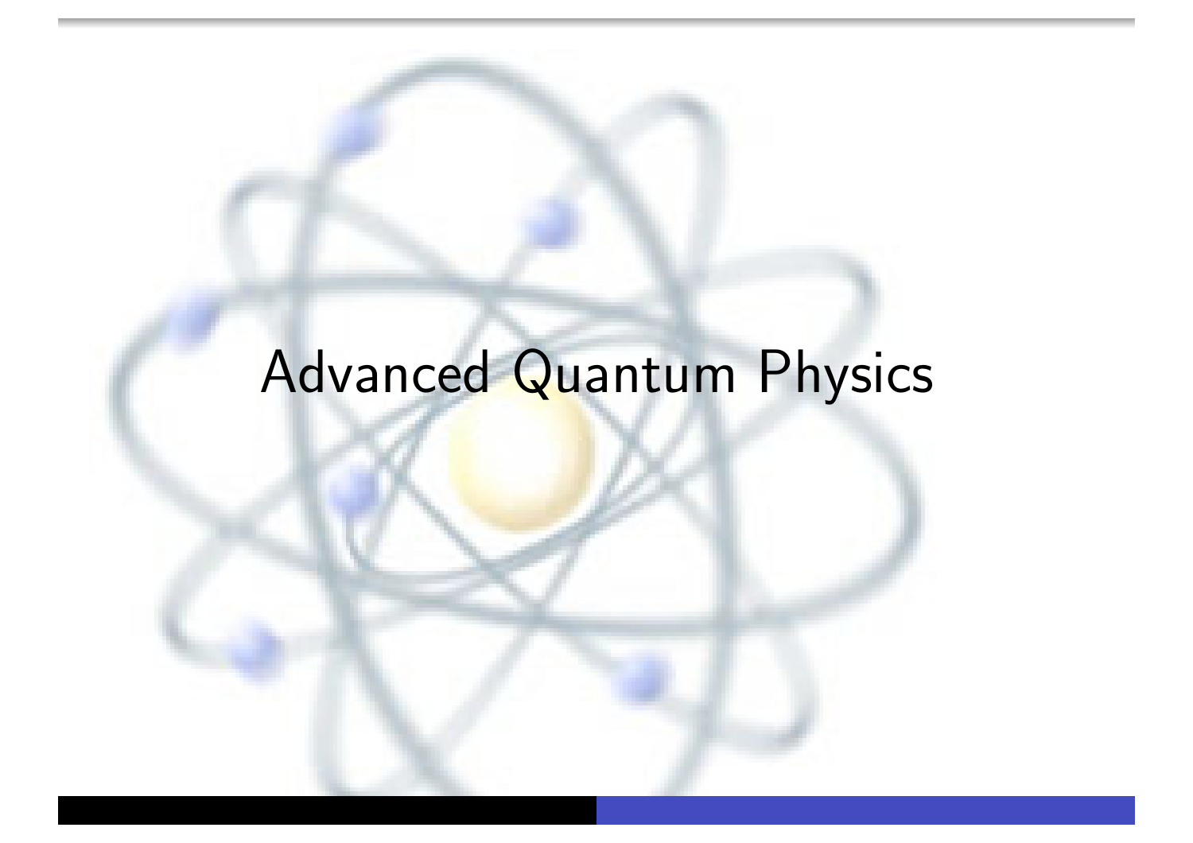# Advanced Quantum Physics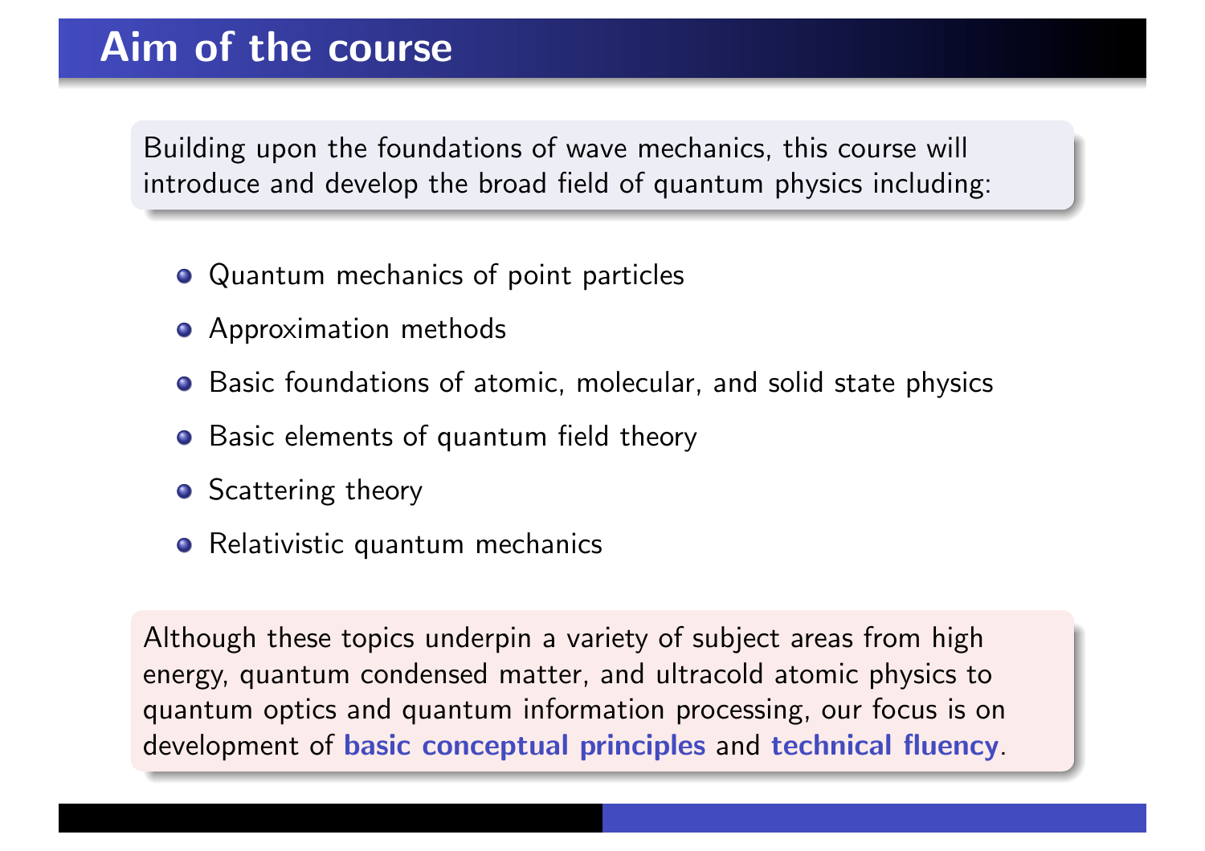# Aim of the course

Building upon the foundations of wave mechanics, this course will introduce and develop the broad field of quantum physics including:

- Quantum mechanics of point particles
- Approximation methods
- Basic foundations of atomic, molecular, and solid state physics
- Basic elements of quantum field theory
- Scattering theory
- Relativistic quantum mechanics

Although these topics underpin a variety of subject areas from high energy, quantum condensed matter, and ultracold atomic physics to quantum optics and quantum information processing, our focus is on development of **basic conceptual principles** and **technical fluency**.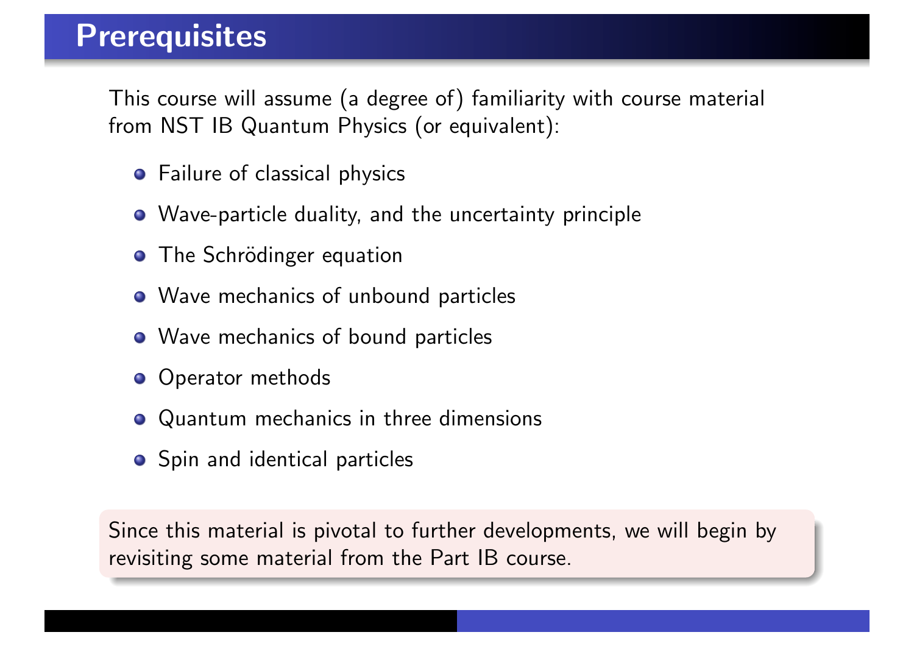# Prerequisites

This course will assume (a degree of) familiarity with course material from NST IB Quantum Physics (or equivalent):

- Failure of classical physics
- Wave-particle duality, and the uncertainty principle
- The Schrödinger equation
- Wave mechanics of unbound particles
- Wave mechanics of bound particles
- Operator methods
- Quantum mechanics in three dimensions
- Spin and identical particles

Since this material is pivotal to further developments, we will begin by revisiting some material from the Part IB course.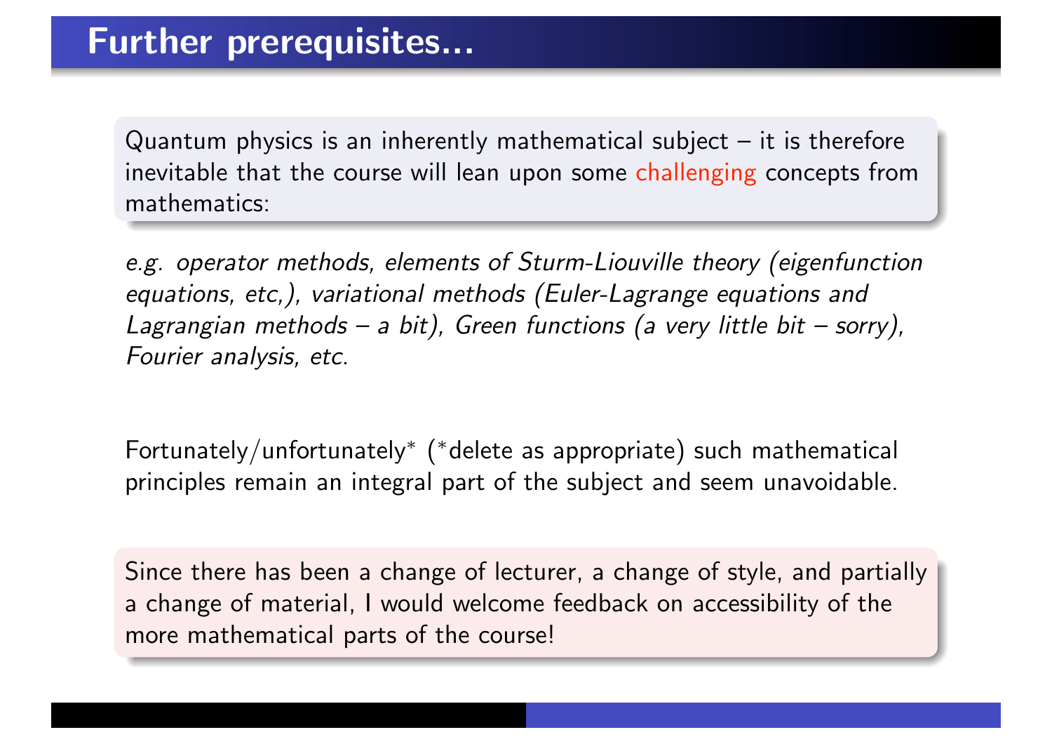# Further prerequisites...

Quantum physics is an inherently mathematical subject – it is therefore inevitable that the course will lean upon some challenging concepts from mathematics:

*e.g. operator methods, elements of Sturm-Liouville theory (eigenfunction equations, etc,), variational methods (Euler-Lagrange equations and Lagrangian methods – a bit), Green functions (a very little bit – sorry), Fourier analysis, etc.*

Fortunately/unfortunately* (*delete as appropriate) such mathematical principles remain an integral part of the subject and seem unavoidable.

Since there has been a change of lecturer, a change of style, and partially a change of material, I would welcome feedback on accessibility of the more mathematical parts of the course!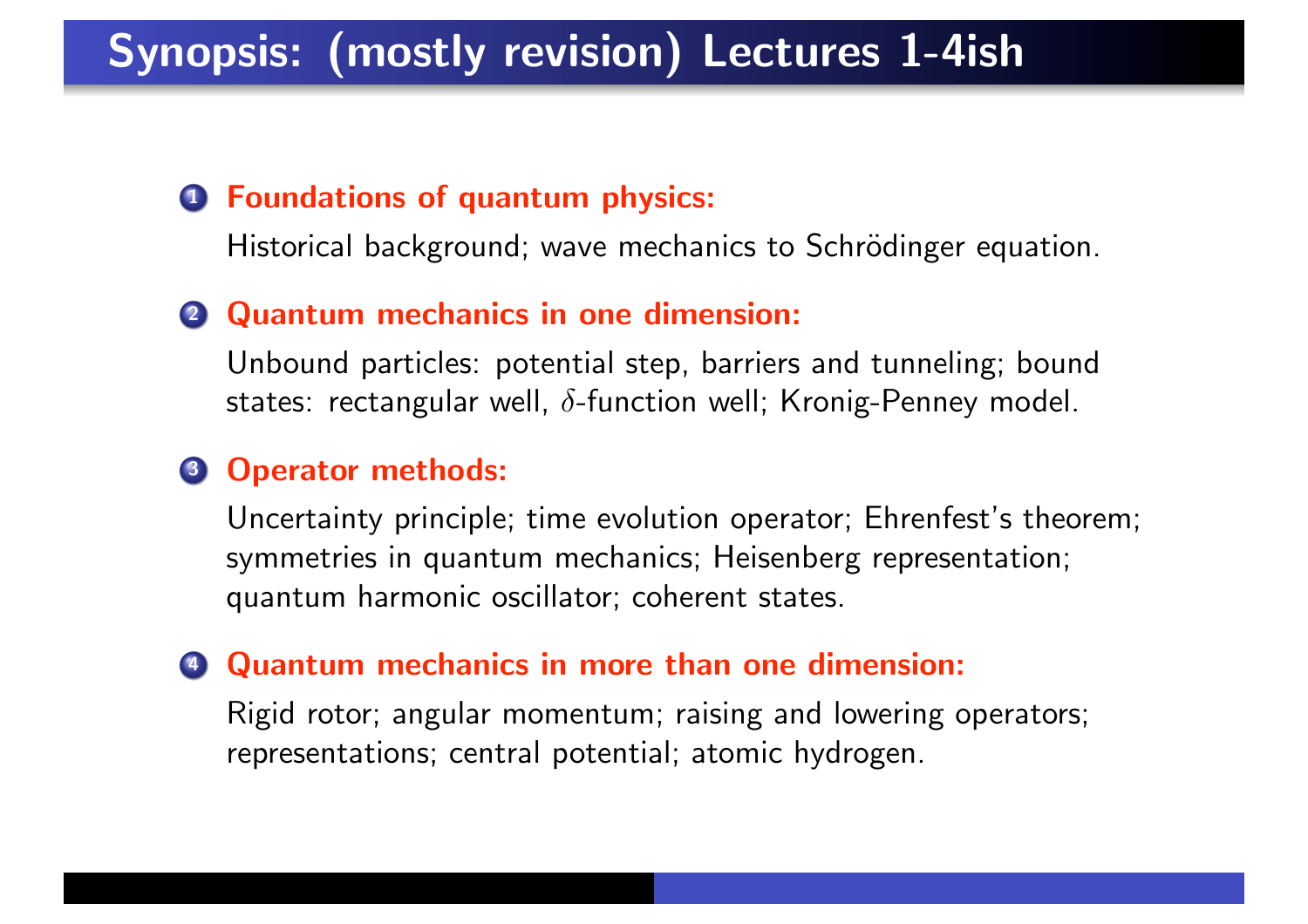# Synopsis: (mostly revision) Lectures 1-4ish

1. **Foundations of quantum physics:**

   Historical background; wave mechanics to Schrödinger equation.

2. **Quantum mechanics in one dimension:**

   Unbound particles: potential step, barriers and tunneling; bound states: rectangular well, $\delta$-function well; Kronig-Penney model.

3. **Operator methods:**

   Uncertainty principle; time evolution operator; Ehrenfest's theorem; symmetries in quantum mechanics; Heisenberg representation; quantum harmonic oscillator; coherent states.

4. **Quantum mechanics in more than one dimension:**

   Rigid rotor; angular momentum; raising and lowering operators; representations; central potential; atomic hydrogen.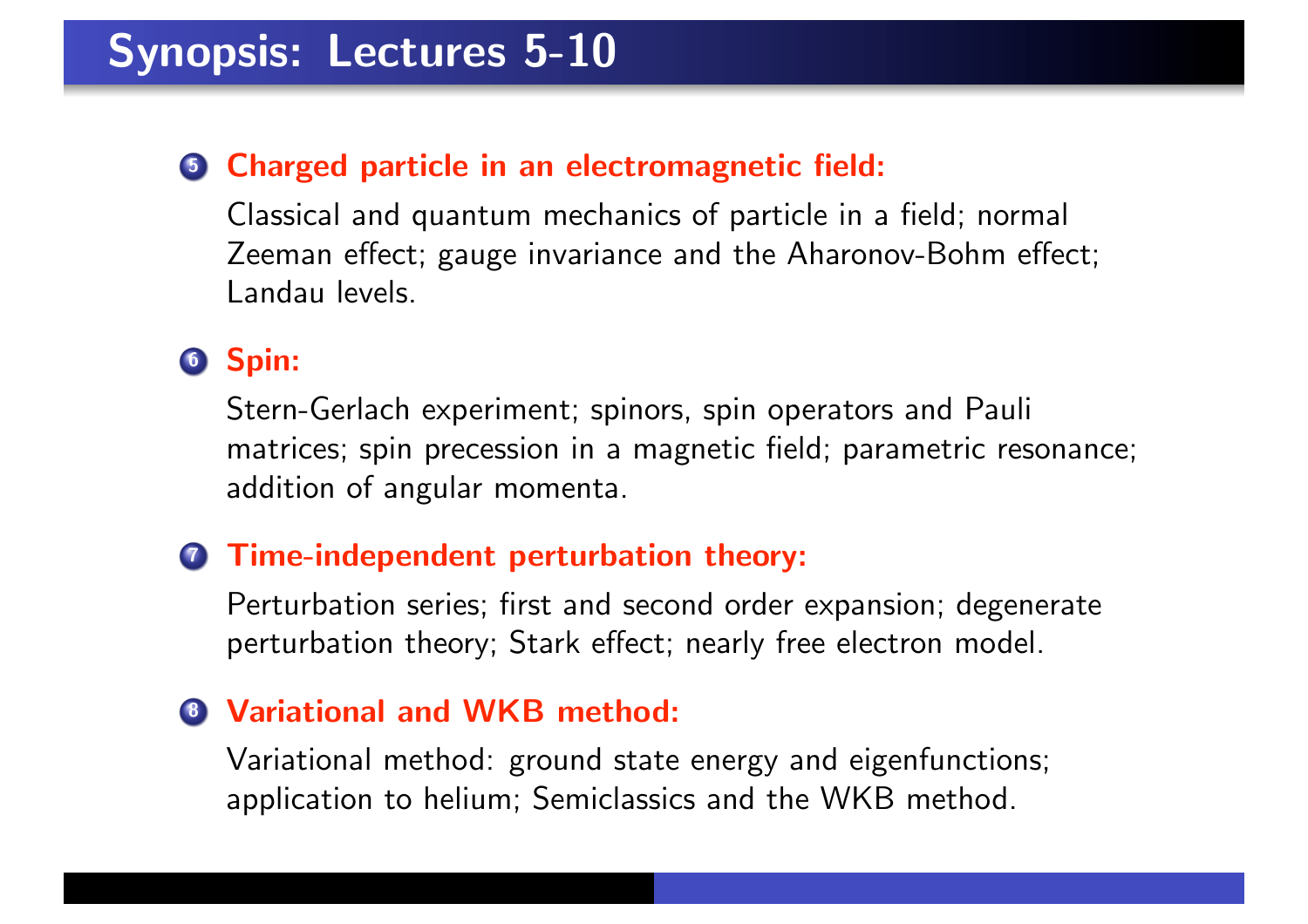# Synopsis: Lectures 5-10

5. **Charged particle in an electromagnetic field:**

   Classical and quantum mechanics of particle in a field; normal Zeeman effect; gauge invariance and the Aharonov-Bohm effect; Landau levels.

6. **Spin:**

   Stern-Gerlach experiment; spinors, spin operators and Pauli matrices; spin precession in a magnetic field; parametric resonance; addition of angular momenta.

7. **Time-independent perturbation theory:**

   Perturbation series; first and second order expansion; degenerate perturbation theory; Stark effect; nearly free electron model.

8. **Variational and WKB method:**

   Variational method: ground state energy and eigenfunctions; application to helium; Semiclassics and the WKB method.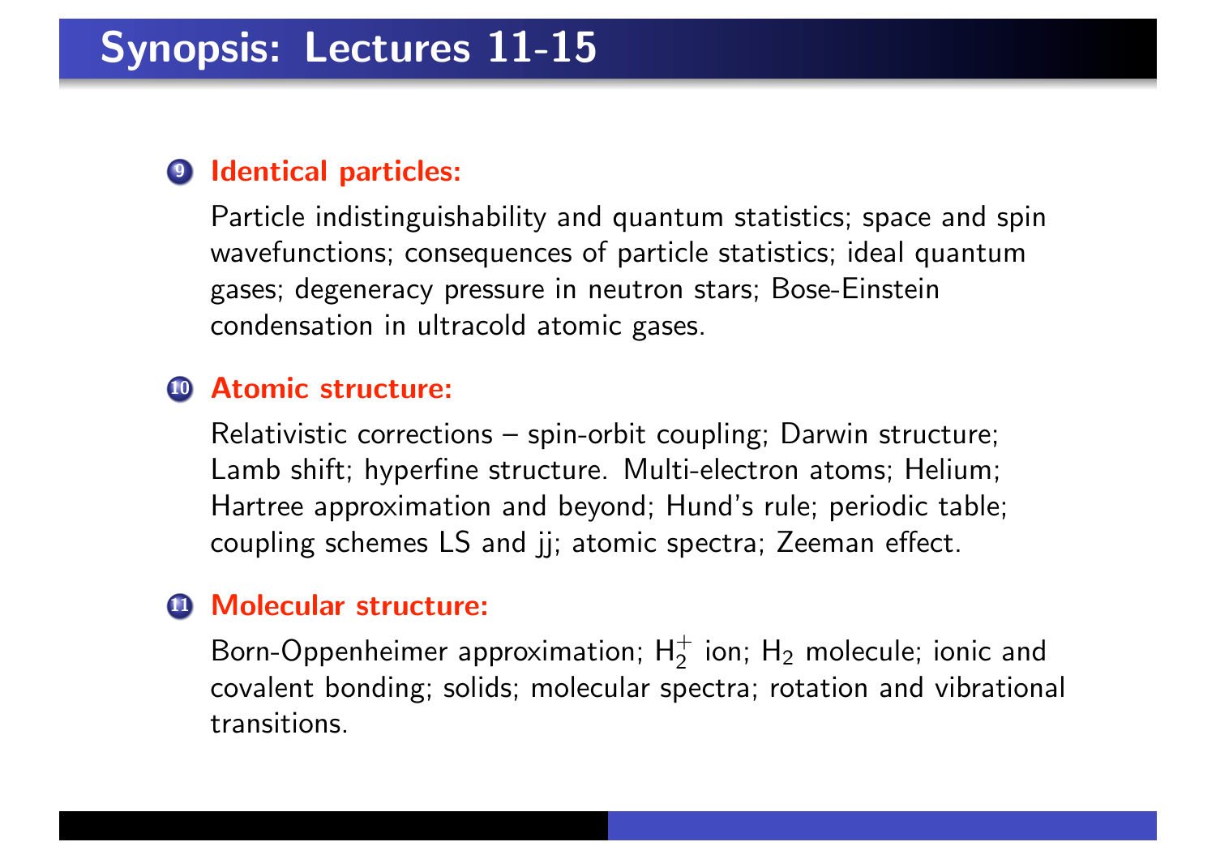# Synopsis: Lectures 11-15

9. **Identical particles:**

   Particle indistinguishability and quantum statistics; space and spin wavefunctions; consequences of particle statistics; ideal quantum gases; degeneracy pressure in neutron stars; Bose-Einstein condensation in ultracold atomic gases.

10. **Atomic structure:**

    Relativistic corrections – spin-orbit coupling; Darwin structure; Lamb shift; hyperfine structure. Multi-electron atoms; Helium; Hartree approximation and beyond; Hund's rule; periodic table; coupling schemes LS and jj; atomic spectra; Zeeman effect.

11. **Molecular structure:**

    Born-Oppenheimer approximation; $H_2^+$ ion; $H_2$ molecule; ionic and covalent bonding; solids; molecular spectra; rotation and vibrational transitions.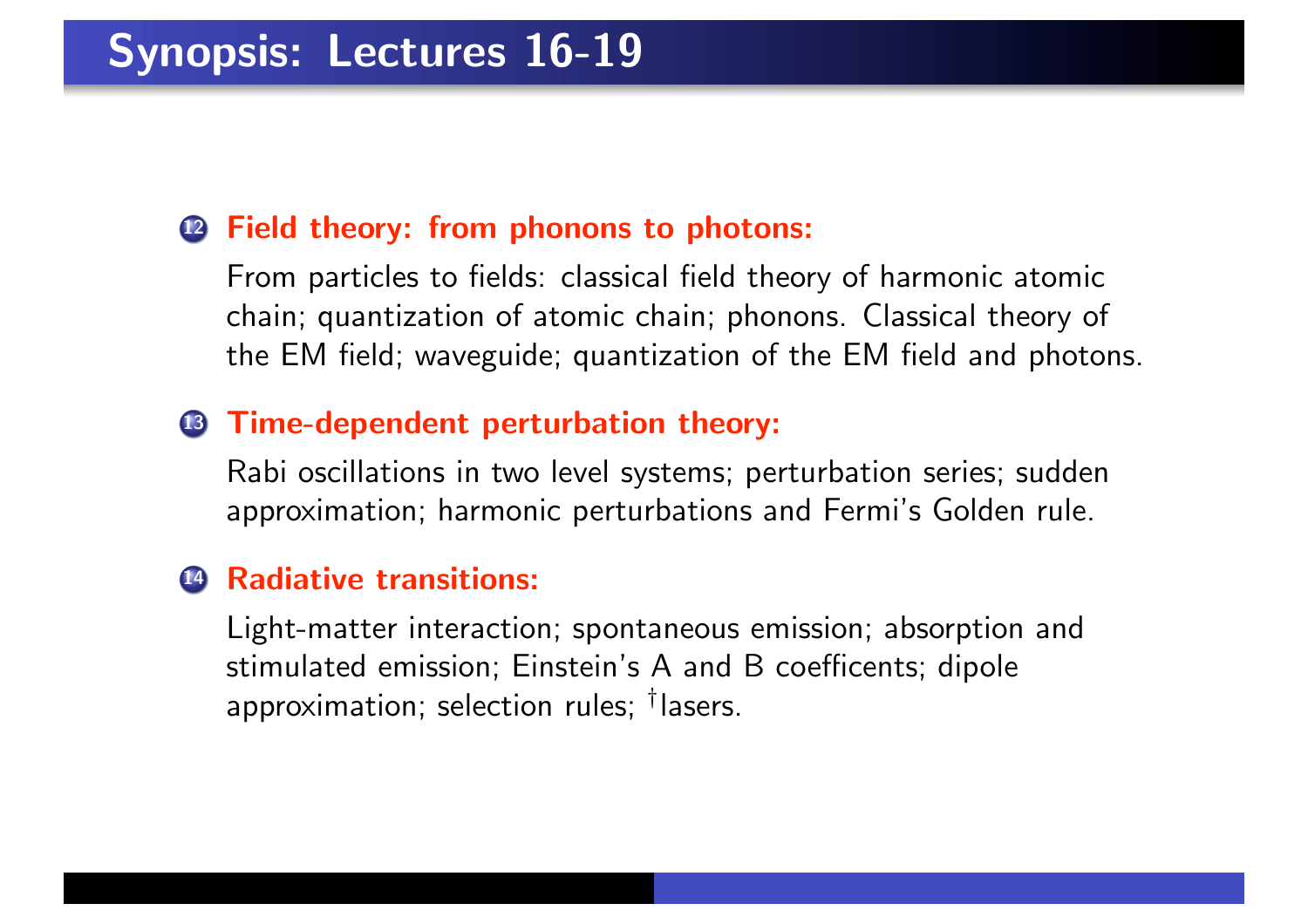# Synopsis: Lectures 16-19

12. **Field theory: from phonons to photons:**

    From particles to fields: classical field theory of harmonic atomic chain; quantization of atomic chain; phonons. Classical theory of the EM field; waveguide; quantization of the EM field and photons.

13. **Time-dependent perturbation theory:**

    Rabi oscillations in two level systems; perturbation series; sudden approximation; harmonic perturbations and Fermi's Golden rule.

14. **Radiative transitions:**

    Light-matter interaction; spontaneous emission; absorption and stimulated emission; Einstein's A and B coefficents; dipole approximation; selection rules; †lasers.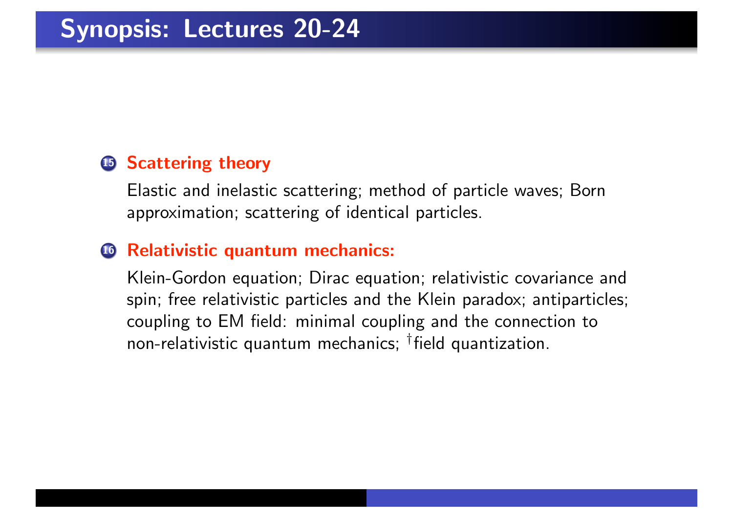## Synopsis: Lectures 20-24

15. **Scattering theory**

    Elastic and inelastic scattering; method of particle waves; Born approximation; scattering of identical particles.

16. **Relativistic quantum mechanics:**

    Klein-Gordon equation; Dirac equation; relativistic covariance and spin; free relativistic particles and the Klein paradox; antiparticles; coupling to EM field: minimal coupling and the connection to non-relativistic quantum mechanics; $^\dagger$field quantization.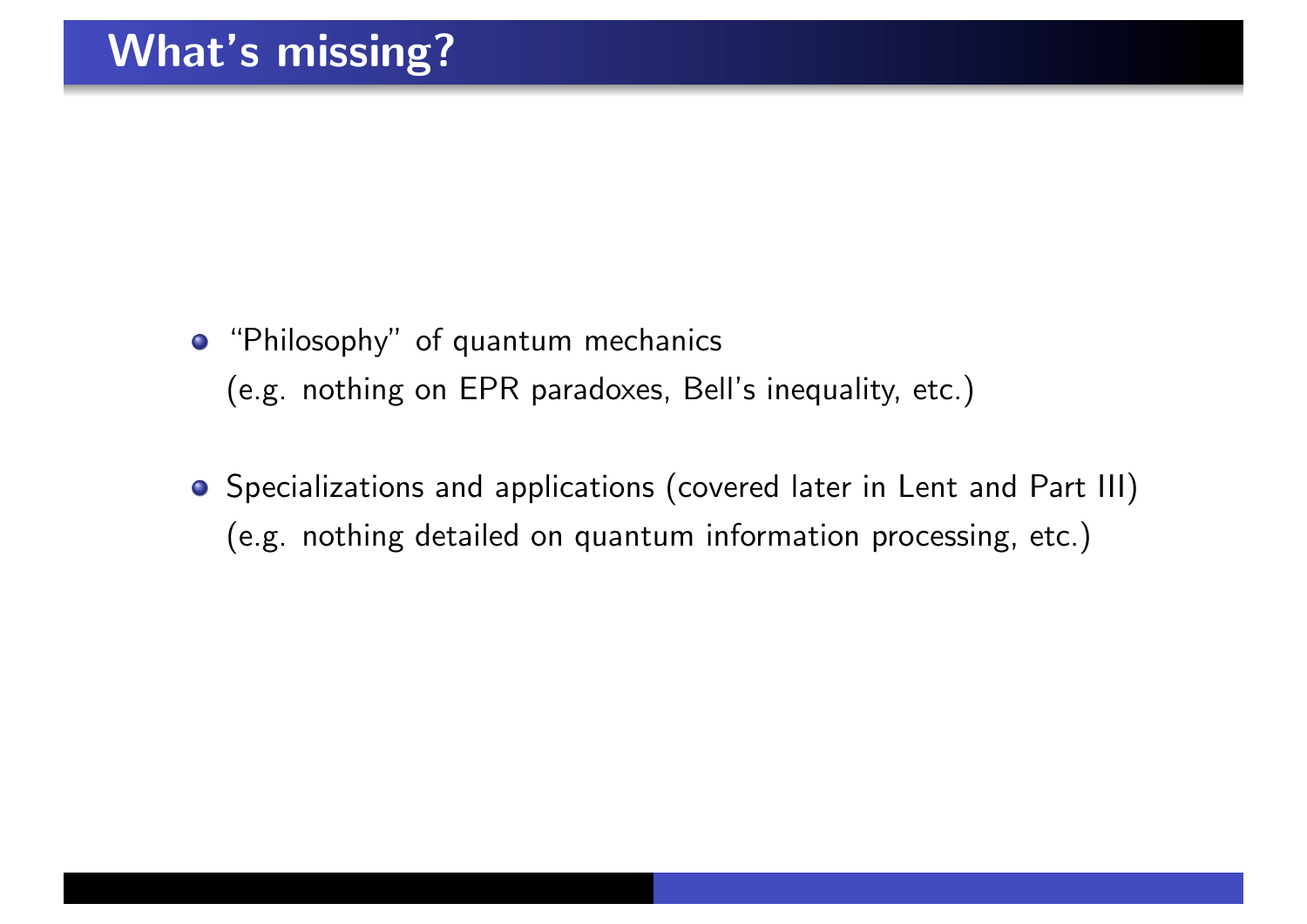# What's missing?

- "Philosophy" of quantum mechanics
  (e.g. nothing on EPR paradoxes, Bell's inequality, etc.)

- Specializations and applications (covered later in Lent and Part III)
  (e.g. nothing detailed on quantum information processing, etc.)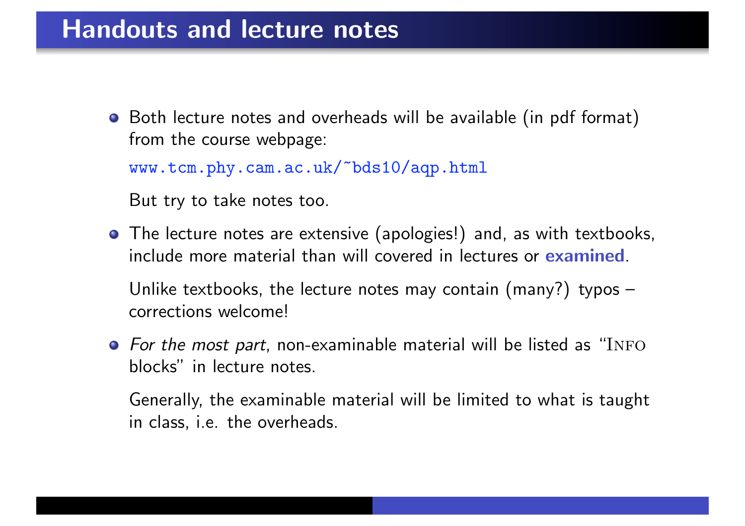## Handouts and lecture notes

- Both lecture notes and overheads will be available (in pdf format) from the course webpage:

  www.tcm.phy.cam.ac.uk/~bds10/aqp.html

  But try to take notes too.

- The lecture notes are extensive (apologies!) and, as with textbooks, include more material than will covered in lectures or **examined**.

  Unlike textbooks, the lecture notes may contain (many?) typos – corrections welcome!

- *For the most part*, non-examinable material will be listed as "INFO blocks" in lecture notes.

  Generally, the examinable material will be limited to what is taught in class, i.e. the overheads.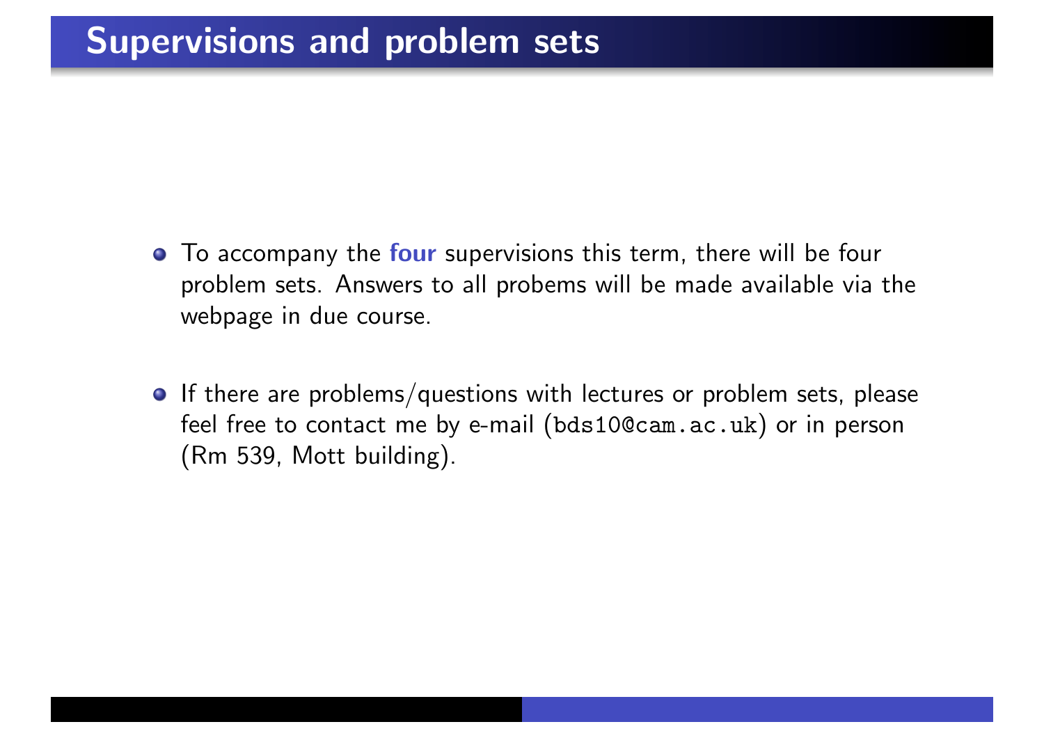# Supervisions and problem sets

- To accompany the **four** supervisions this term, there will be four problem sets. Answers to all probems will be made available via the webpage in due course.
- If there are problems/questions with lectures or problem sets, please feel free to contact me by e-mail (`bds10@cam.ac.uk`) or in person (Rm 539, Mott building).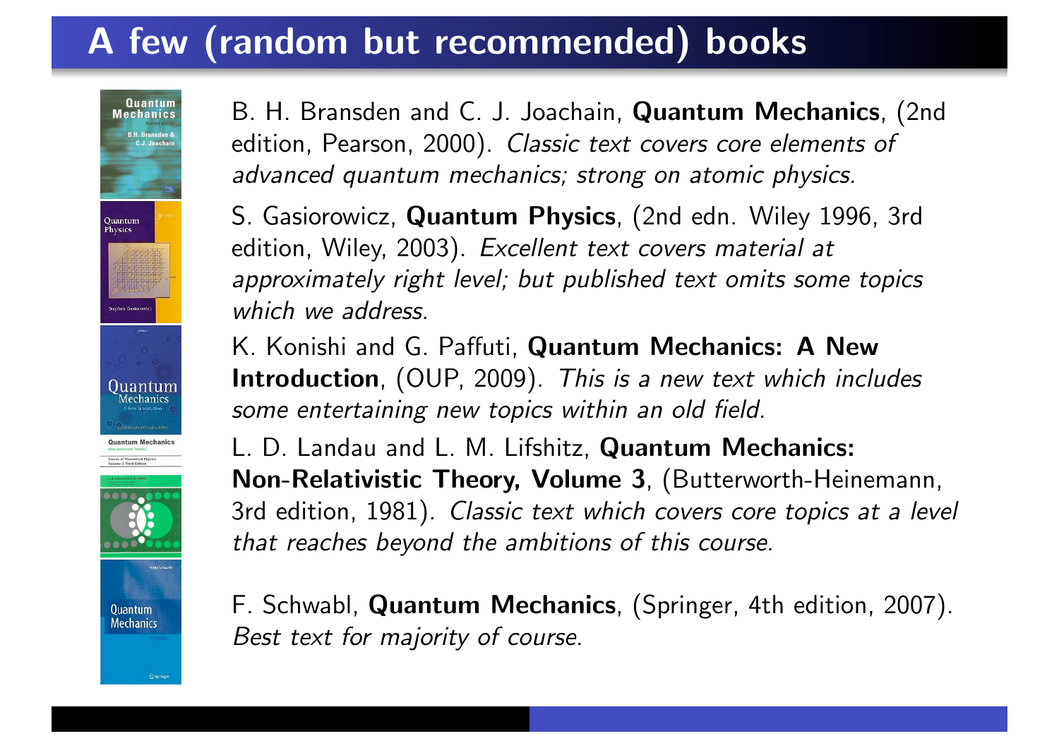# A few (random but recommended) books

B. H. Bransden and C. J. Joachain, **Quantum Mechanics**, (2nd edition, Pearson, 2000). *Classic text covers core elements of advanced quantum mechanics; strong on atomic physics.*

S. Gasiorowicz, **Quantum Physics**, (2nd edn. Wiley 1996, 3rd edition, Wiley, 2003). *Excellent text covers material at approximately right level; but published text omits some topics which we address.*

K. Konishi and G. Paffuti, **Quantum Mechanics: A New Introduction**, (OUP, 2009). *This is a new text which includes some entertaining new topics within an old field.*

L. D. Landau and L. M. Lifshitz, **Quantum Mechanics: Non-Relativistic Theory, Volume 3**, (Butterworth-Heinemann, 3rd edition, 1981). *Classic text which covers core topics at a level that reaches beyond the ambitions of this course.*

F. Schwabl, **Quantum Mechanics**, (Springer, 4th edition, 2007). *Best text for majority of course.*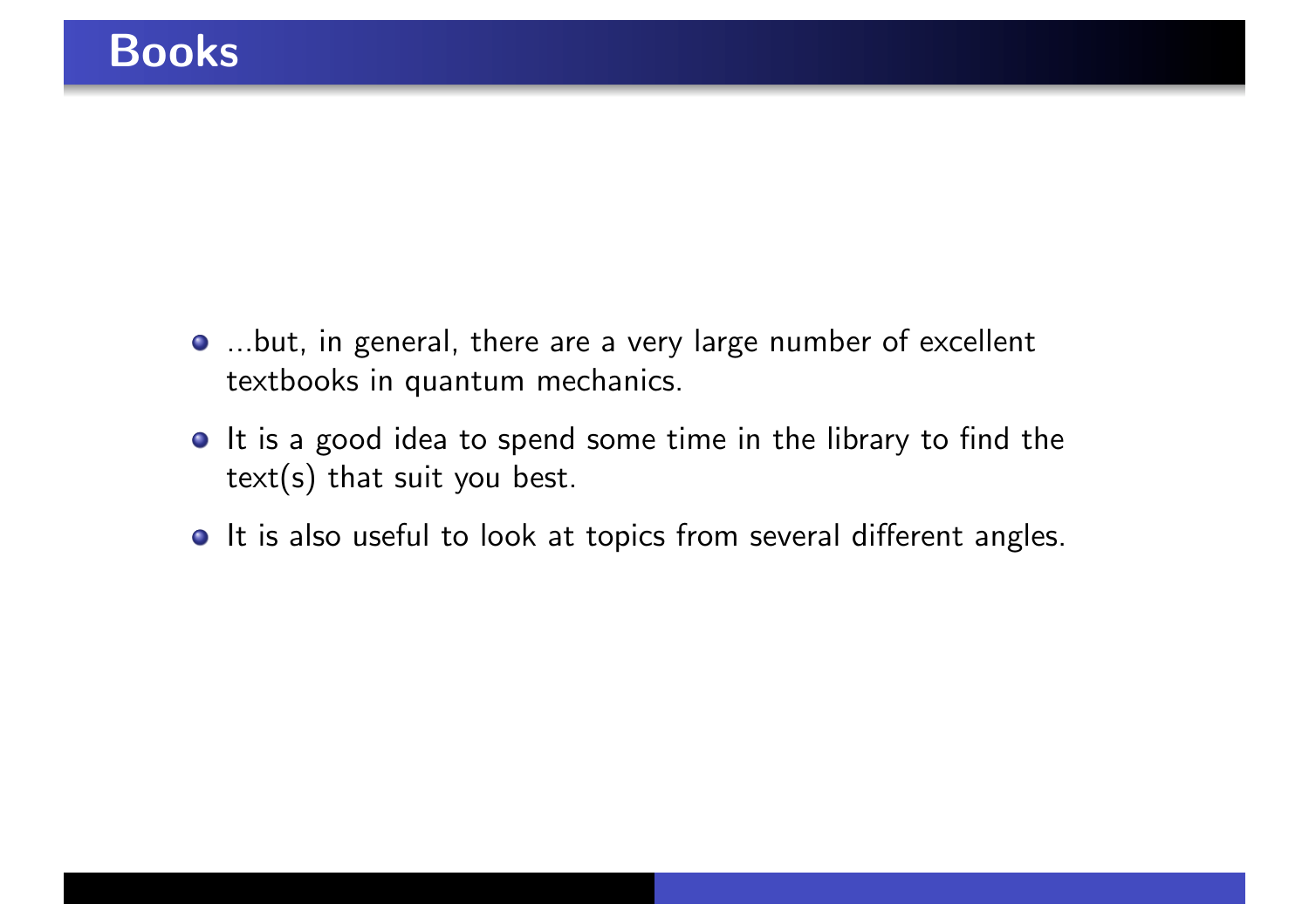# Books

- ...but, in general, there are a very large number of excellent textbooks in quantum mechanics.
- It is a good idea to spend some time in the library to find the text(s) that suit you best.
- It is also useful to look at topics from several different angles.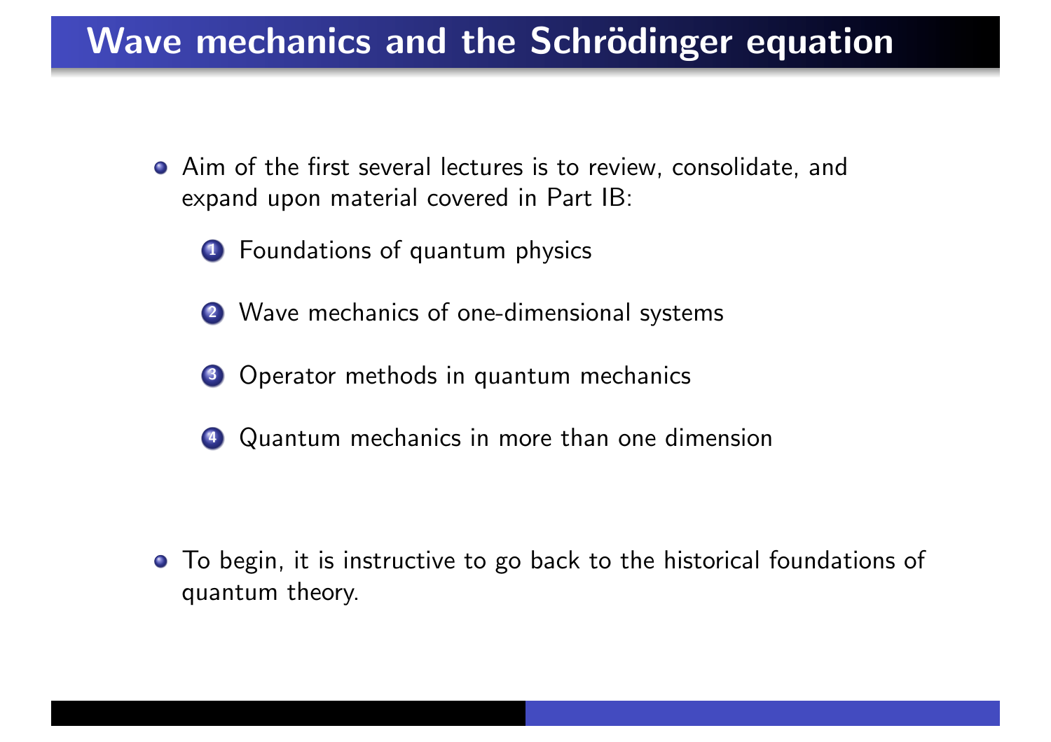# Wave mechanics and the Schrödinger equation

- Aim of the first several lectures is to review, consolidate, and expand upon material covered in Part IB:
  1. Foundations of quantum physics
  2. Wave mechanics of one-dimensional systems
  3. Operator methods in quantum mechanics
  4. Quantum mechanics in more than one dimension

- To begin, it is instructive to go back to the historical foundations of quantum theory.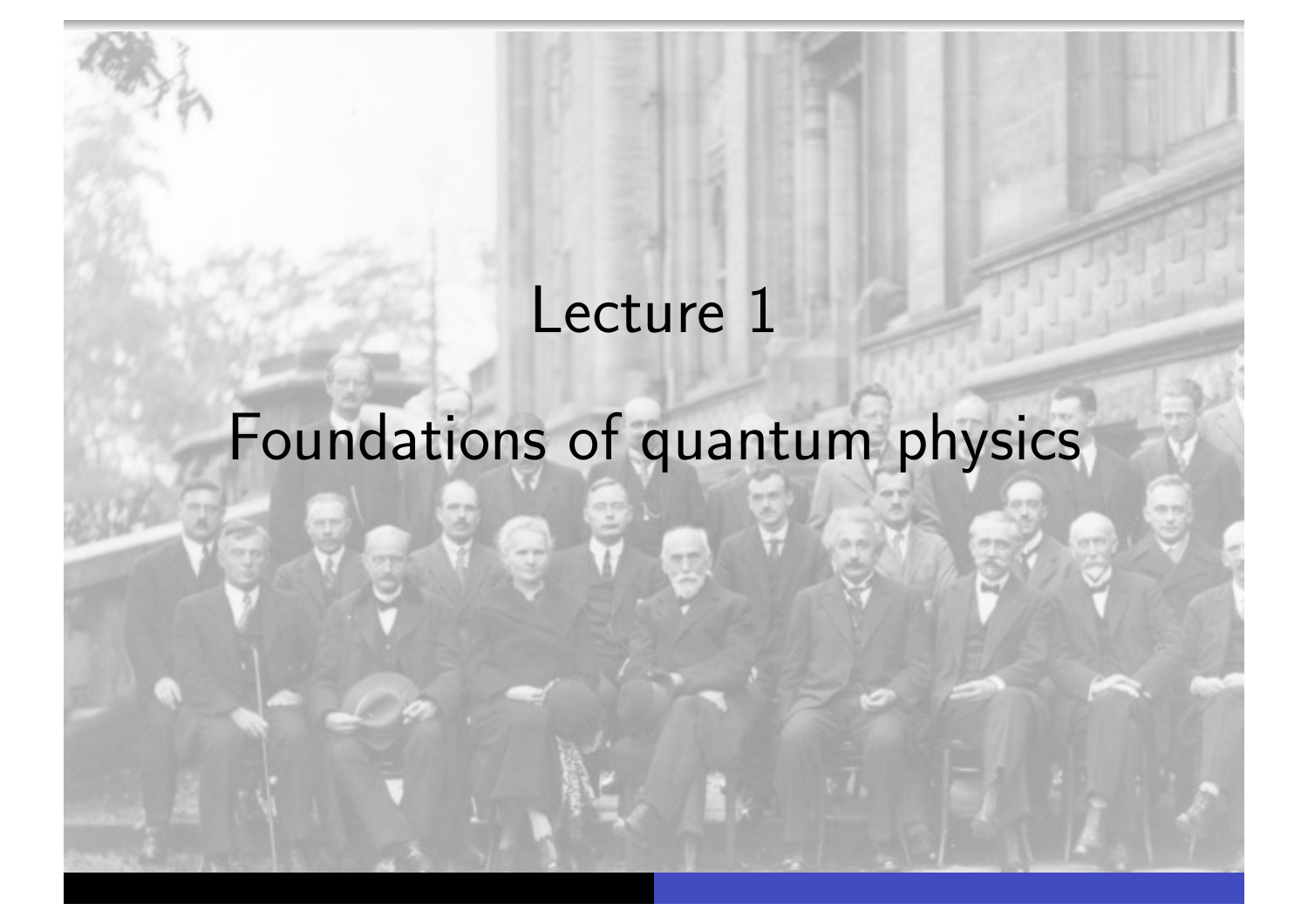# Lecture 1

# Foundations of quantum physics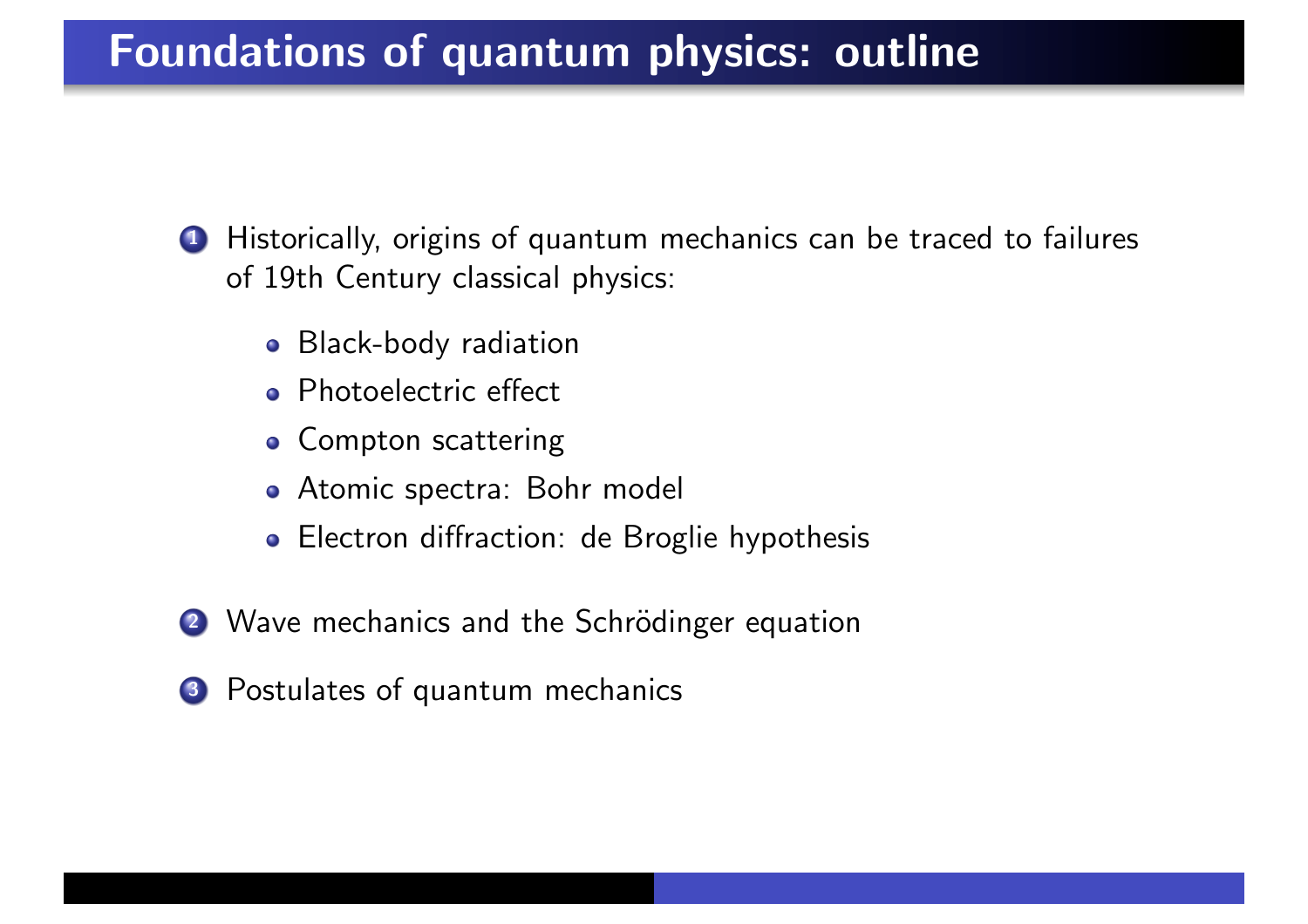# Foundations of quantum physics: outline

1. Historically, origins of quantum mechanics can be traced to failures of 19th Century classical physics:
   - Black-body radiation
   - Photoelectric effect
   - Compton scattering
   - Atomic spectra: Bohr model
   - Electron diffraction: de Broglie hypothesis
2. Wave mechanics and the Schrödinger equation
3. Postulates of quantum mechanics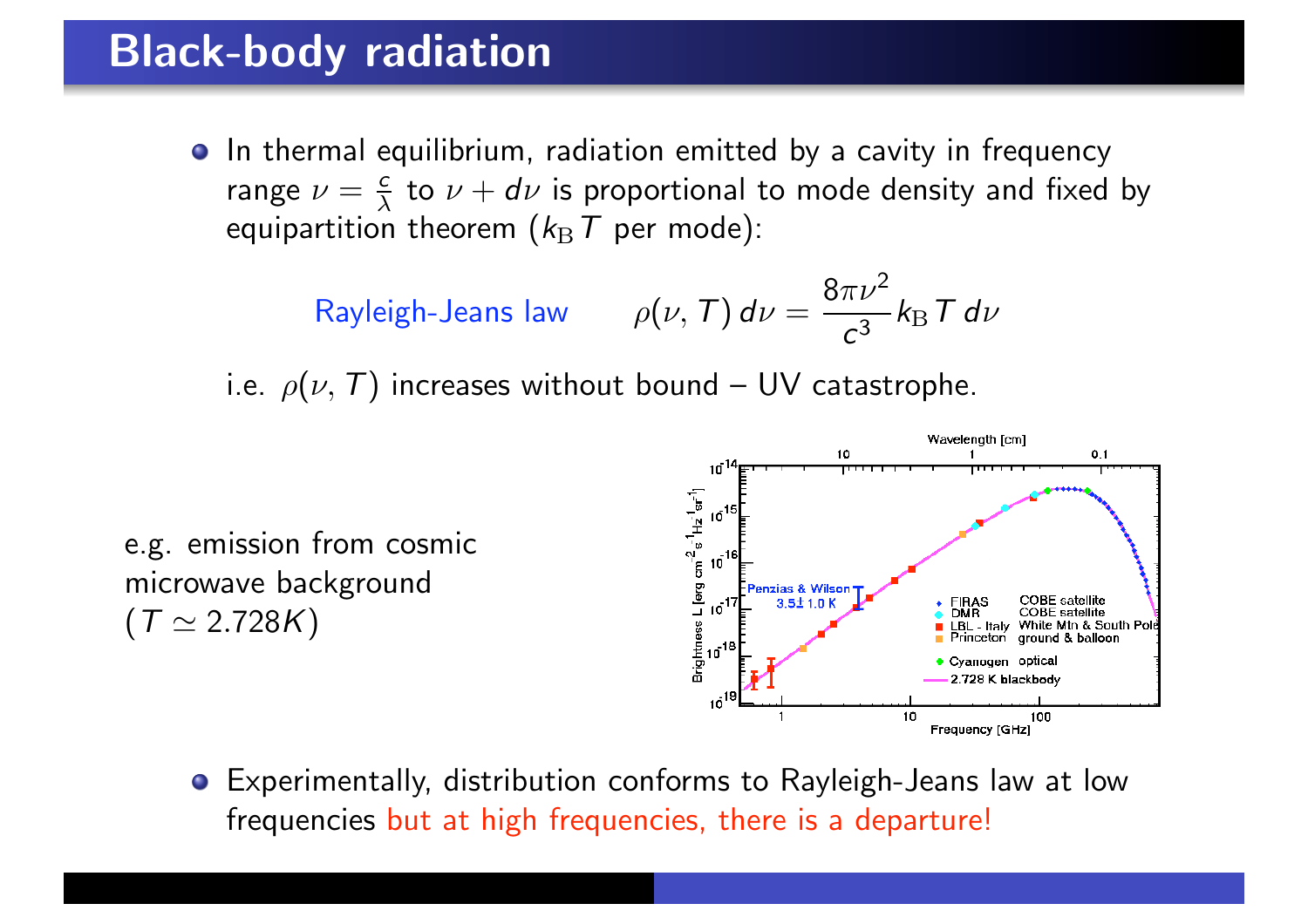# Black-body radiation

- In thermal equilibrium, radiation emitted by a cavity in frequency range $\nu = \frac{c}{\lambda}$ to $\nu + d\nu$ is proportional to mode density and fixed by equipartition theorem ($k_{\rm B}T$ per mode):

Rayleigh-Jeans law $$\rho(\nu, T)\, d\nu = \frac{8\pi\nu^2}{c^3} k_{\rm B} T\, d\nu$$

i.e. $\rho(\nu, T)$ increases without bound – UV catastrophe.

e.g. emission from cosmic microwave background ($T \simeq 2.728K$)

- Experimentally, distribution conforms to Rayleigh-Jeans law at low frequencies but at high frequencies, there is a departure!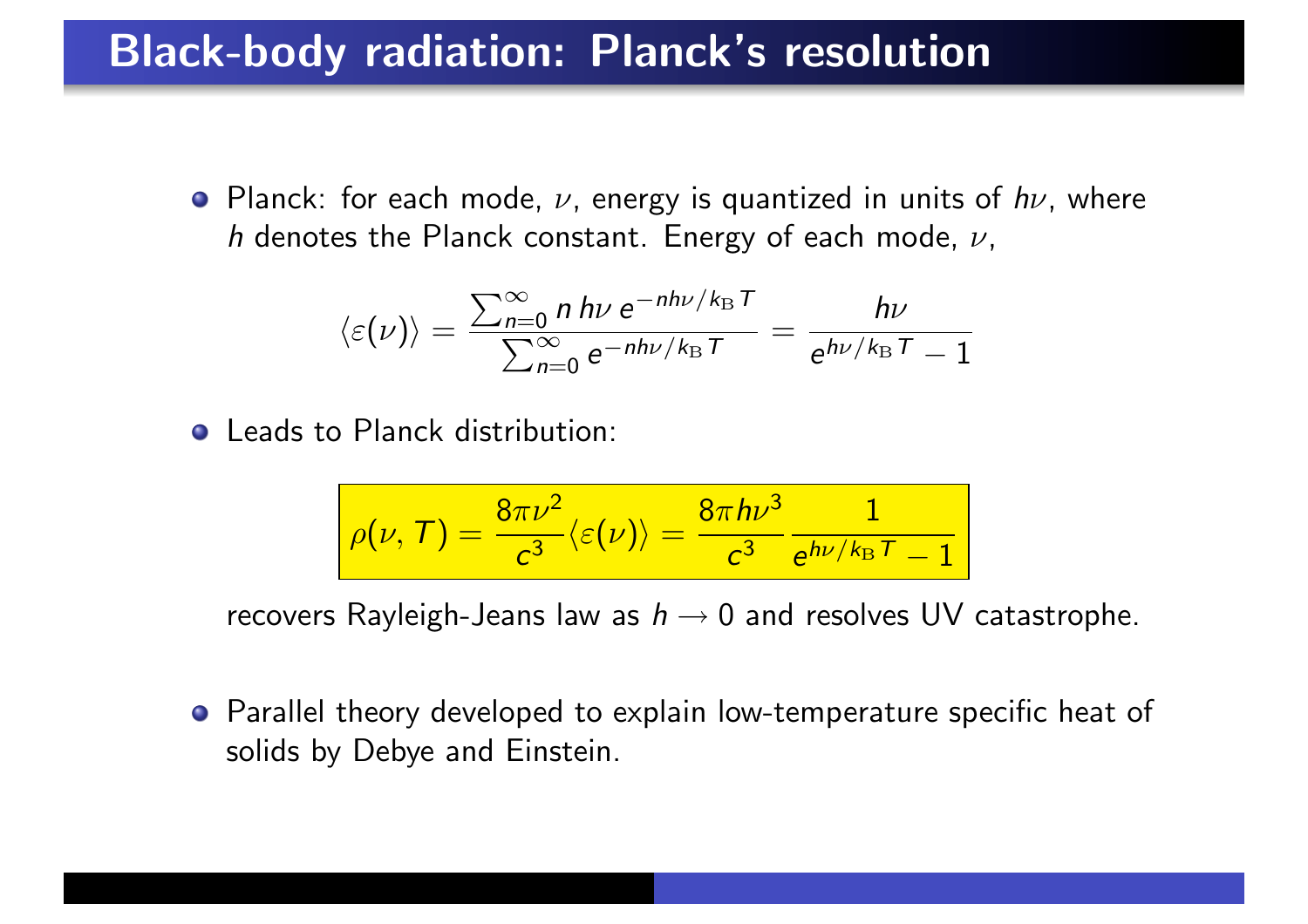# Black-body radiation: Planck's resolution

- Planck: for each mode, $\nu$, energy is quantized in units of $h\nu$, where $h$ denotes the Planck constant. Energy of each mode, $\nu$,

$$\langle \varepsilon(\nu) \rangle = \frac{\sum_{n=0}^{\infty} n\, h\nu\, e^{-nh\nu/k_{\mathrm{B}}T}}{\sum_{n=0}^{\infty} e^{-nh\nu/k_{\mathrm{B}}T}} = \frac{h\nu}{e^{h\nu/k_{\mathrm{B}}T} - 1}$$

- Leads to Planck distribution:

$$\boxed{\rho(\nu, T) = \frac{8\pi\nu^2}{c^3}\langle \varepsilon(\nu) \rangle = \frac{8\pi h\nu^3}{c^3}\frac{1}{e^{h\nu/k_{\mathrm{B}}T} - 1}}$$

  recovers Rayleigh-Jeans law as $h \to 0$ and resolves UV catastrophe.

- Parallel theory developed to explain low-temperature specific heat of solids by Debye and Einstein.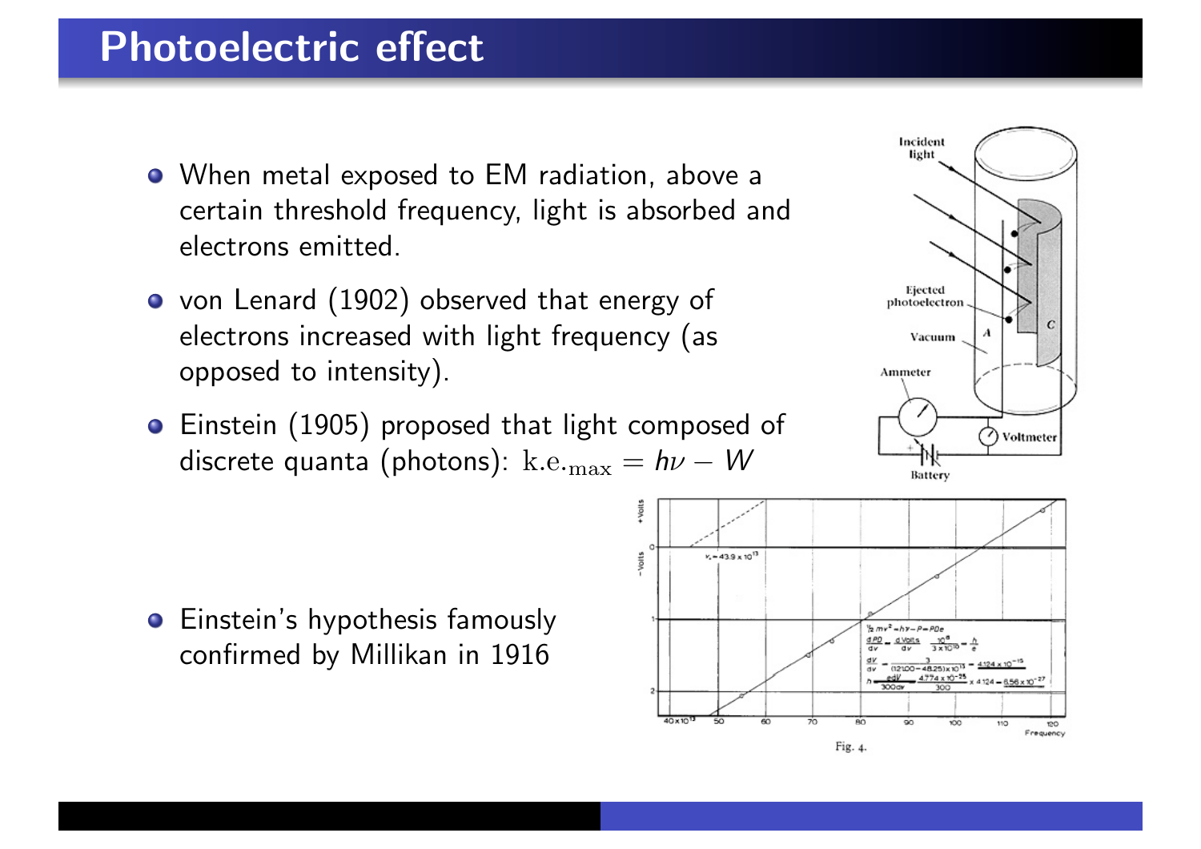# Photoelectric effect

- When metal exposed to EM radiation, above a certain threshold frequency, light is absorbed and electrons emitted.
- von Lenard (1902) observed that energy of electrons increased with light frequency (as opposed to intensity).
- Einstein (1905) proposed that light composed of discrete quanta (photons): $\text{k.e.}_{\text{max}} = h\nu - W$
- Einstein's hypothesis famously confirmed by Millikan in 1916

Fig. 4.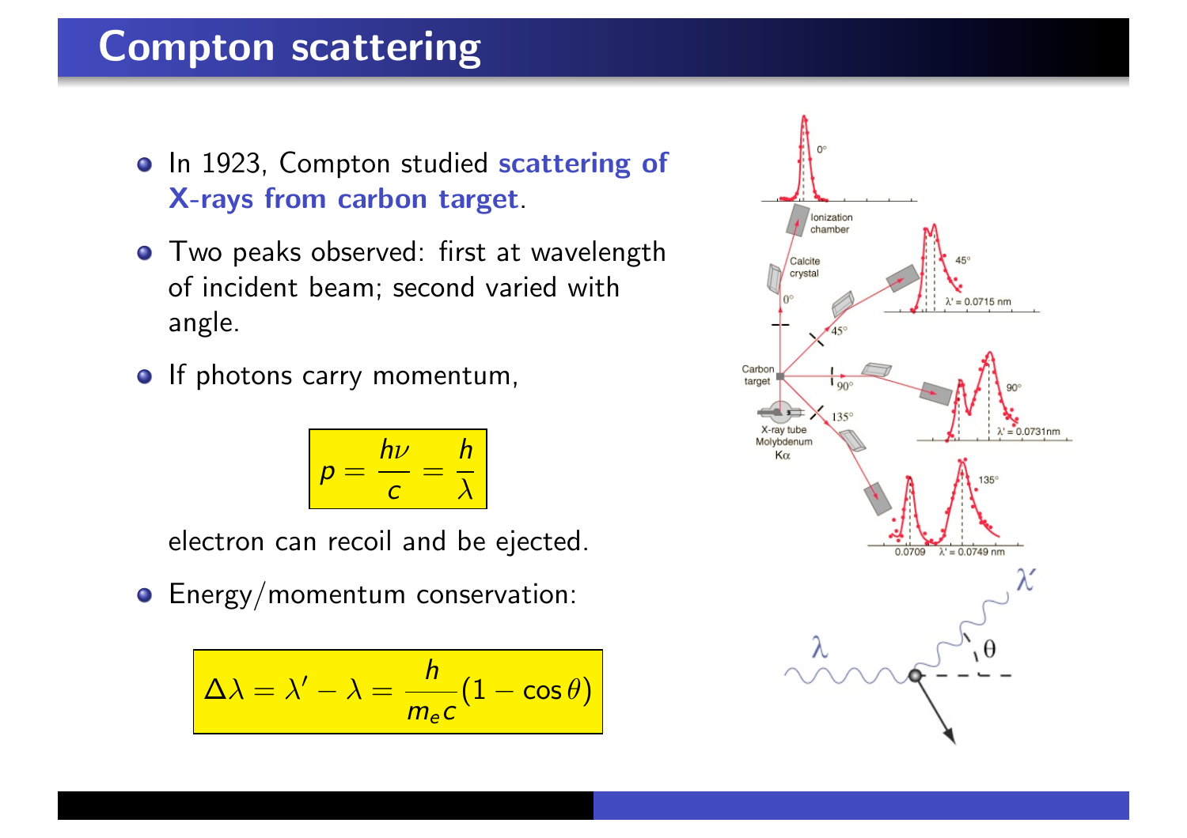# Compton scattering

- In 1923, Compton studied **scattering of X-rays from carbon target**.
- Two peaks observed: first at wavelength of incident beam; second varied with angle.
- If photons carry momentum,

$$p = \frac{h\nu}{c} = \frac{h}{\lambda}$$

  electron can recoil and be ejected.

- Energy/momentum conservation:

$$\Delta\lambda = \lambda' - \lambda = \frac{h}{m_e c}(1 - \cos\theta)$$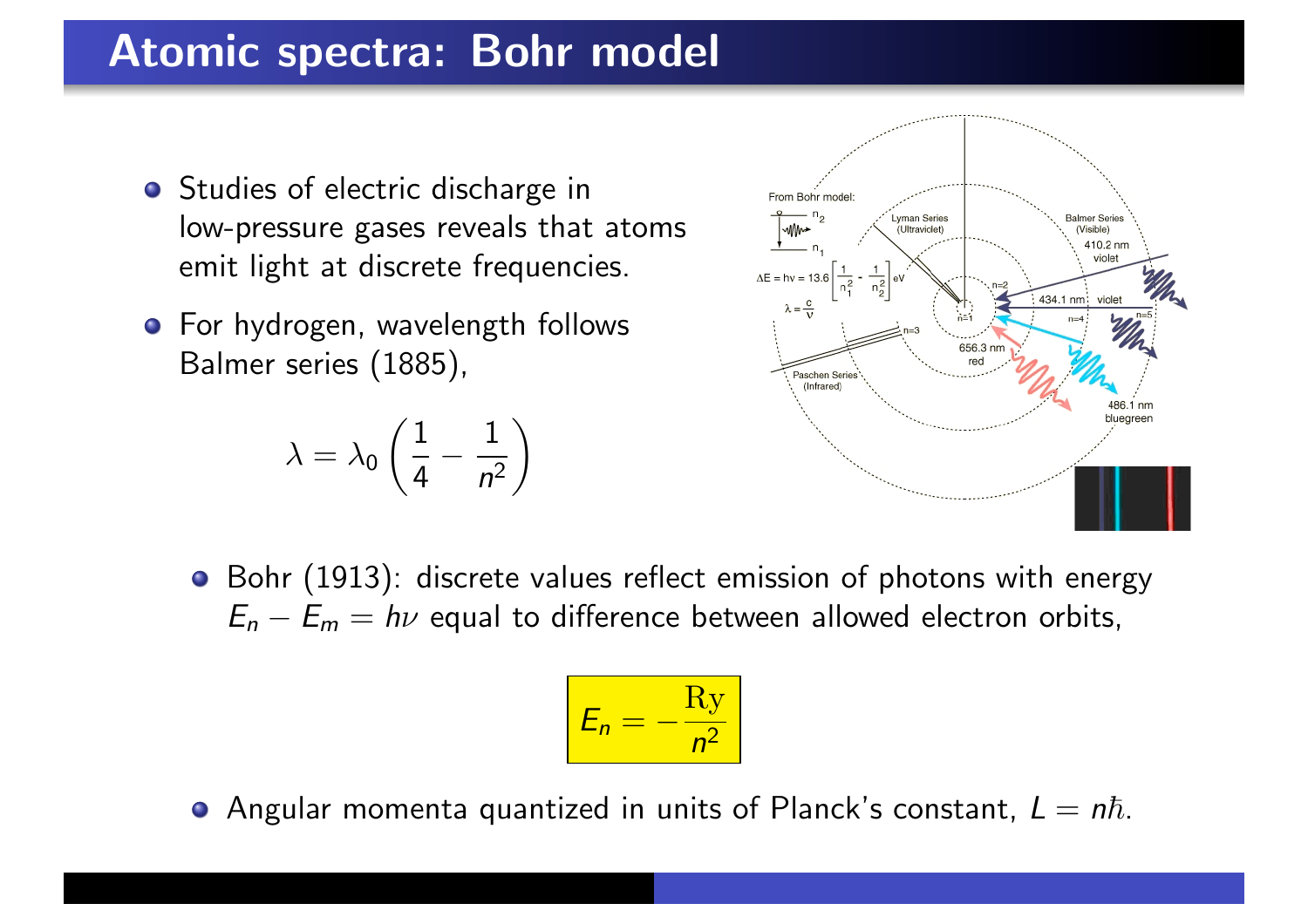## Atomic spectra: Bohr model

- Studies of electric discharge in low-pressure gases reveals that atoms emit light at discrete frequencies.
- For hydrogen, wavelength follows Balmer series (1885),

$$\lambda = \lambda_0 \left( \frac{1}{4} - \frac{1}{n^2} \right)$$

- Bohr (1913): discrete values reflect emission of photons with energy $E_n - E_m = h\nu$ equal to difference between allowed electron orbits,

$$E_n = -\frac{\mathrm{Ry}}{n^2}$$

- Angular momenta quantized in units of Planck's constant, $L = n\hbar$.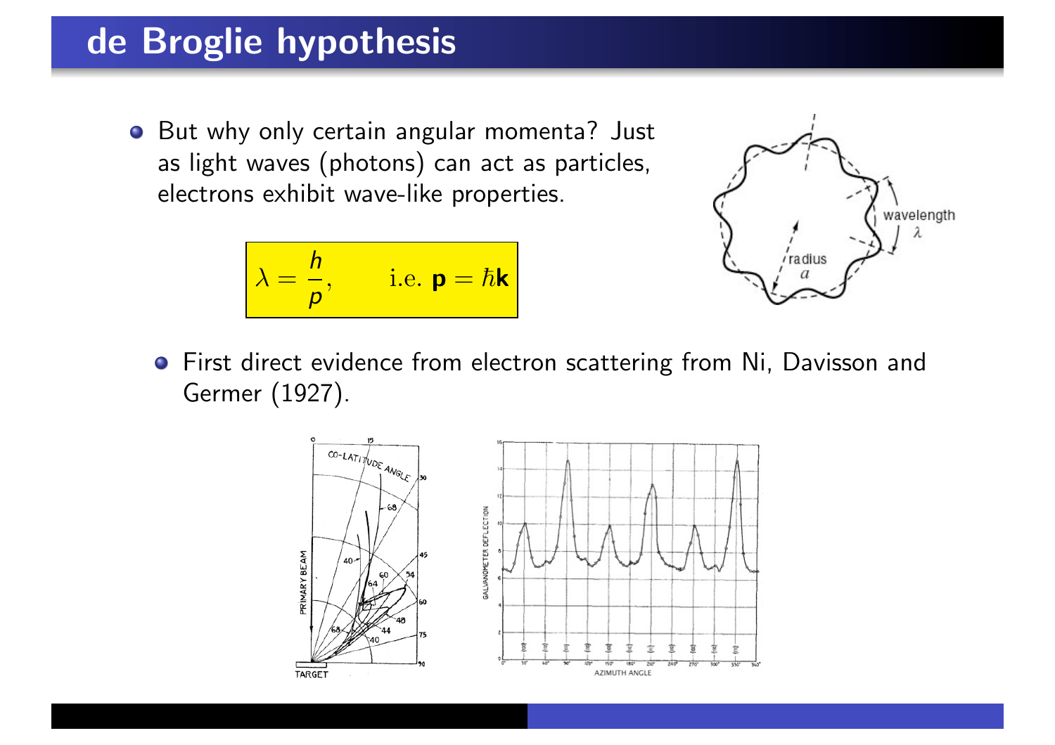# de Broglie hypothesis

- But why only certain angular momenta? Just as light waves (photons) can act as particles, electrons exhibit wave-like properties.

$$\lambda = \frac{h}{p}, \qquad \text{i.e. } \mathbf{p} = \hbar \mathbf{k}$$

  - First direct evidence from electron scattering from Ni, Davisson and Germer (1927).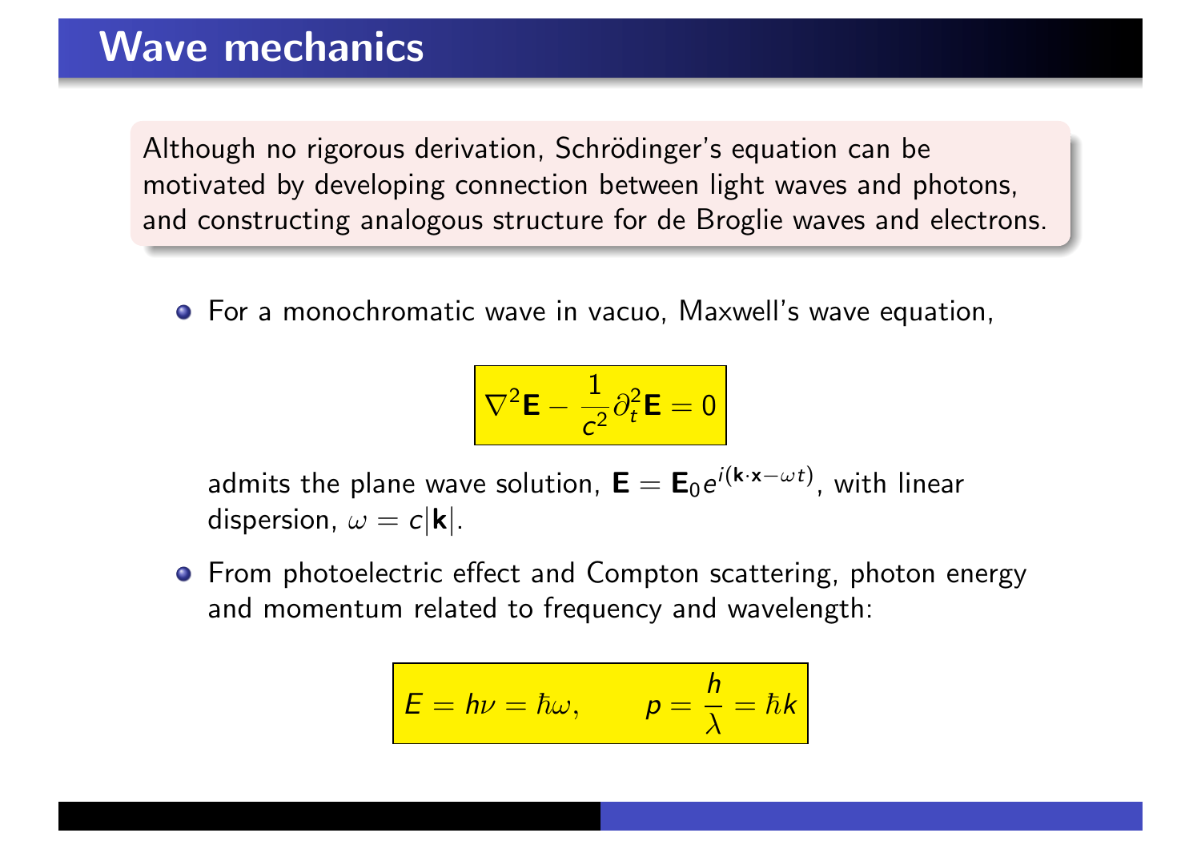# Wave mechanics

Although no rigorous derivation, Schrödinger's equation can be motivated by developing connection between light waves and photons, and constructing analogous structure for de Broglie waves and electrons.

- For a monochromatic wave in vacuo, Maxwell's wave equation,

$$\nabla^2 \mathbf{E} - \frac{1}{c^2}\partial_t^2 \mathbf{E} = 0$$

  admits the plane wave solution, $\mathbf{E} = \mathbf{E}_0 e^{i(\mathbf{k}\cdot\mathbf{x}-\omega t)}$, with linear dispersion, $\omega = c|\mathbf{k}|$.

- From photoelectric effect and Compton scattering, photon energy and momentum related to frequency and wavelength:

$$E = h\nu = \hbar\omega, \qquad p = \frac{h}{\lambda} = \hbar k$$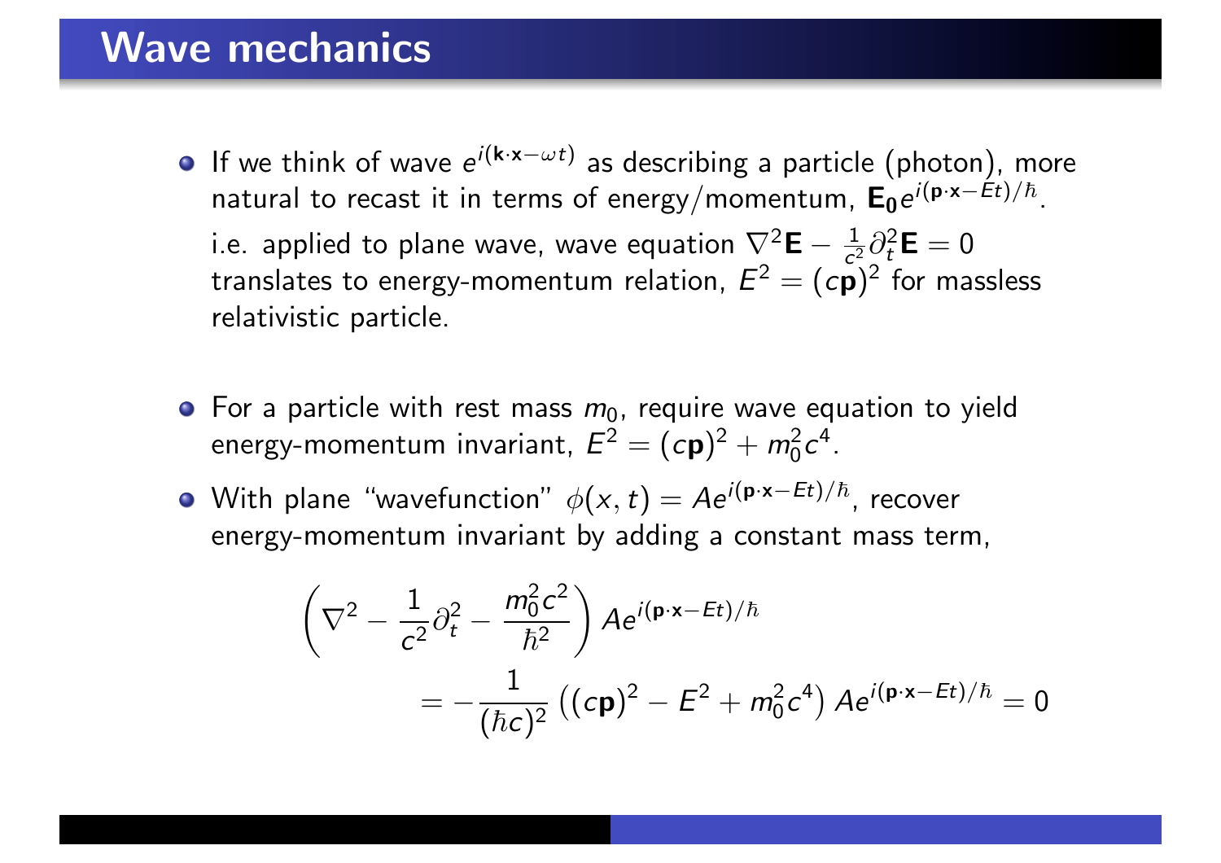# Wave mechanics

- If we think of wave $e^{i(\mathbf{k}\cdot\mathbf{x}-\omega t)}$ as describing a particle (photon), more natural to recast it in terms of energy/momentum, $\mathbf{E_0} e^{i(\mathbf{p}\cdot\mathbf{x}-Et)/\hbar}$.

  i.e. applied to plane wave, wave equation $\nabla^2\mathbf{E} - \frac{1}{c^2}\partial_t^2\mathbf{E} = 0$ translates to energy-momentum relation, $E^2 = (c\mathbf{p})^2$ for massless relativistic particle.

- For a particle with rest mass $m_0$, require wave equation to yield energy-momentum invariant, $E^2 = (c\mathbf{p})^2 + m_0^2 c^4$.

- With plane "wavefunction" $\phi(x,t) = Ae^{i(\mathbf{p}\cdot\mathbf{x}-Et)/\hbar}$, recover energy-momentum invariant by adding a constant mass term,

$$
\left(\nabla^2 - \frac{1}{c^2}\partial_t^2 - \frac{m_0^2 c^2}{\hbar^2}\right) Ae^{i(\mathbf{p}\cdot\mathbf{x}-Et)/\hbar}
$$

$$
= -\frac{1}{(\hbar c)^2}\left((c\mathbf{p})^2 - E^2 + m_0^2 c^4\right) Ae^{i(\mathbf{p}\cdot\mathbf{x}-Et)/\hbar} = 0
$$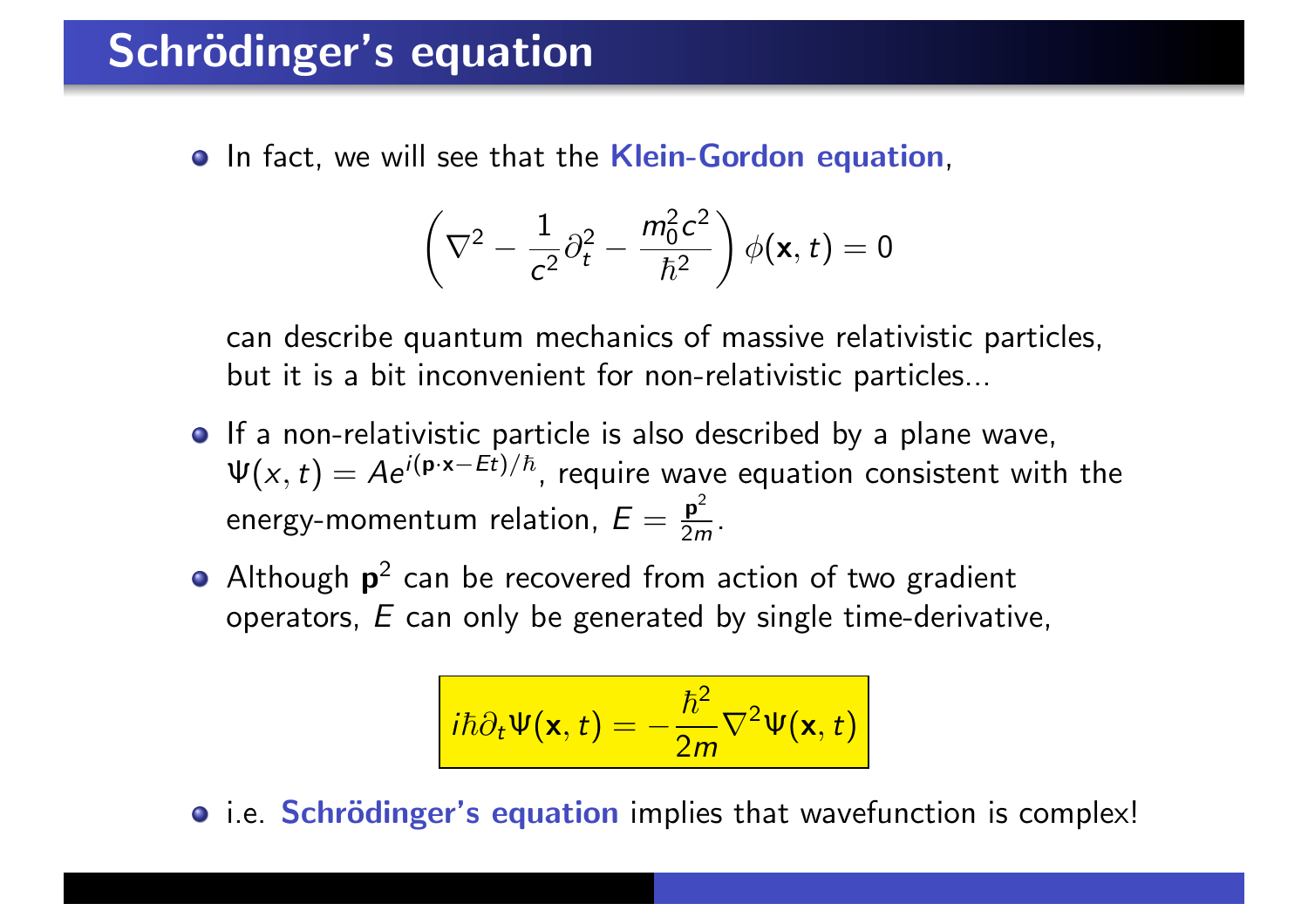# Schrödinger's equation

- In fact, we will see that the **Klein-Gordon equation**,

$$\left(\nabla^2 - \frac{1}{c^2}\partial_t^2 - \frac{m_0^2 c^2}{\hbar^2}\right)\phi(\mathbf{x}, t) = 0$$

  can describe quantum mechanics of massive relativistic particles, but it is a bit inconvenient for non-relativistic particles...

- If a non-relativistic particle is also described by a plane wave, $\Psi(x, t) = Ae^{i(\mathbf{p}\cdot\mathbf{x} - Et)/\hbar}$, require wave equation consistent with the energy-momentum relation, $E = \frac{\mathbf{p}^2}{2m}$.

- Although $\mathbf{p}^2$ can be recovered from action of two gradient operators, $E$ can only be generated by single time-derivative,

$$\boxed{i\hbar\partial_t\Psi(\mathbf{x}, t) = -\frac{\hbar^2}{2m}\nabla^2\Psi(\mathbf{x}, t)}$$

- i.e. **Schrödinger's equation** implies that wavefunction is complex!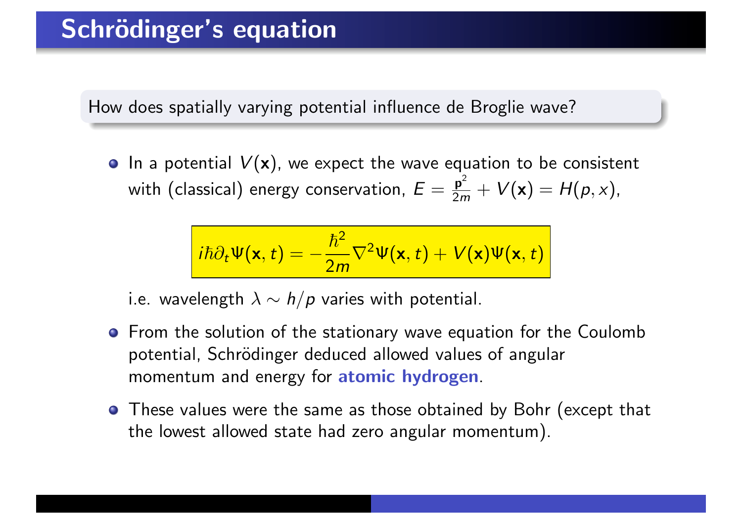# Schrödinger's equation

How does spatially varying potential influence de Broglie wave?

- In a potential $V(\mathbf{x})$, we expect the wave equation to be consistent with (classical) energy conservation, $E = \frac{\mathbf{p}^2}{2m} + V(\mathbf{x}) = H(p, x)$,

$$i\hbar\partial_t \Psi(\mathbf{x}, t) = -\frac{\hbar^2}{2m}\nabla^2\Psi(\mathbf{x}, t) + V(\mathbf{x})\Psi(\mathbf{x}, t)$$

  i.e. wavelength $\lambda \sim h/p$ varies with potential.

- From the solution of the stationary wave equation for the Coulomb potential, Schrödinger deduced allowed values of angular momentum and energy for **atomic hydrogen**.
- These values were the same as those obtained by Bohr (except that the lowest allowed state had zero angular momentum).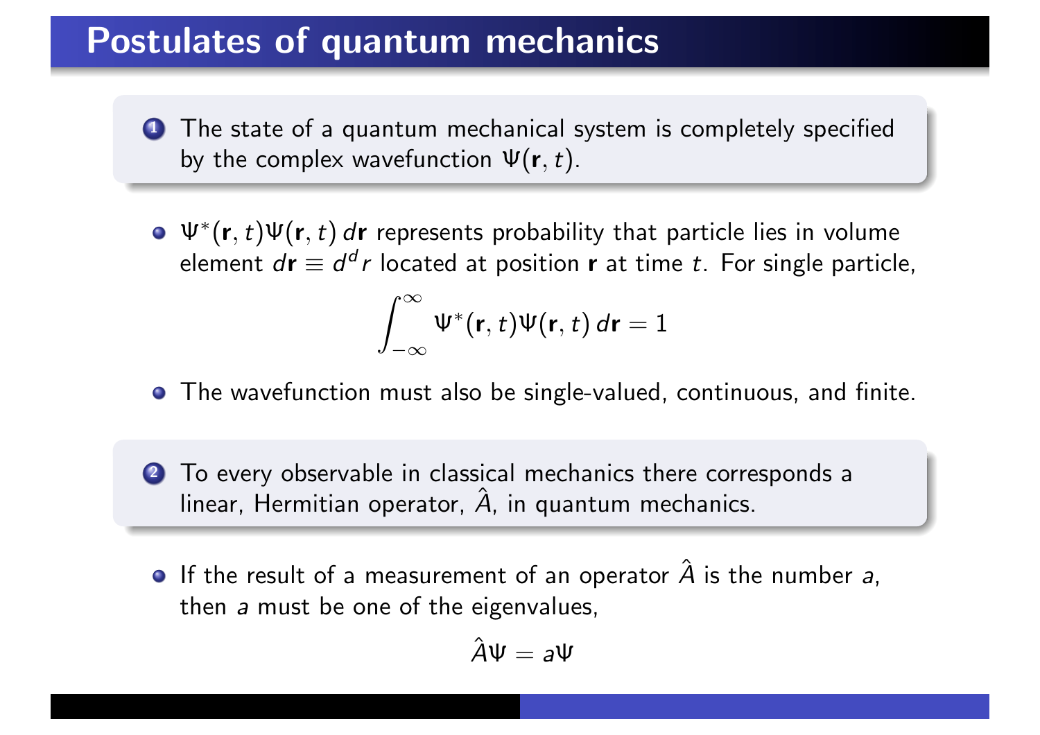# Postulates of quantum mechanics

1. The state of a quantum mechanical system is completely specified by the complex wavefunction $\Psi(\mathbf{r}, t)$.

- $\Psi^*(\mathbf{r}, t)\Psi(\mathbf{r}, t)\, d\mathbf{r}$ represents probability that particle lies in volume element $d\mathbf{r} \equiv d^d r$ located at position $\mathbf{r}$ at time $t$. For single particle,

$$\int_{-\infty}^{\infty} \Psi^*(\mathbf{r}, t)\Psi(\mathbf{r}, t)\, d\mathbf{r} = 1$$

- The wavefunction must also be single-valued, continuous, and finite.

2. To every observable in classical mechanics there corresponds a linear, Hermitian operator, $\hat{A}$, in quantum mechanics.

- If the result of a measurement of an operator $\hat{A}$ is the number $a$, then $a$ must be one of the eigenvalues,

$$\hat{A}\Psi = a\Psi$$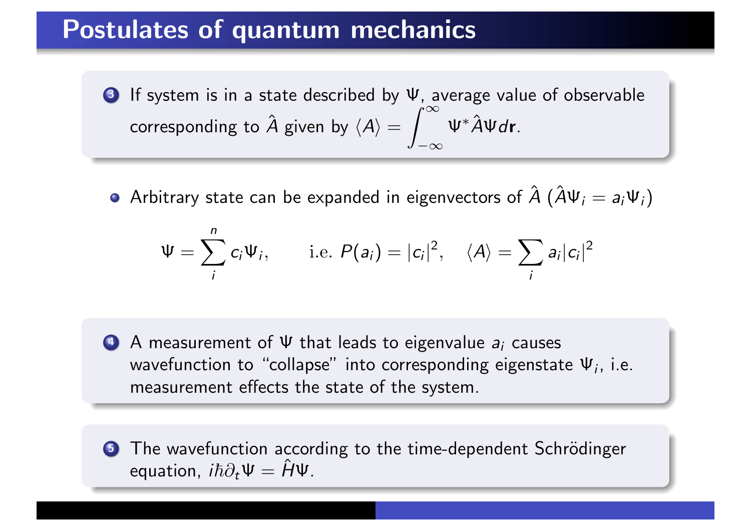# Postulates of quantum mechanics

3. If system is in a state described by $\Psi$, average value of observable corresponding to $\hat{A}$ given by $\langle A \rangle = \int_{-\infty}^{\infty} \Psi^* \hat{A} \Psi d\mathbf{r}$.

- Arbitrary state can be expanded in eigenvectors of $\hat{A}$ ($\hat{A}\Psi_i = a_i \Psi_i$)

$$\Psi = \sum_i^n c_i \Psi_i, \qquad \text{i.e. } P(a_i) = |c_i|^2, \quad \langle A \rangle = \sum_i a_i |c_i|^2$$

4. A measurement of $\Psi$ that leads to eigenvalue $a_i$ causes wavefunction to "collapse" into corresponding eigenstate $\Psi_i$, i.e. measurement effects the state of the system.

5. The wavefunction according to the time-dependent Schrödinger equation, $i\hbar\partial_t \Psi = \hat{H}\Psi$.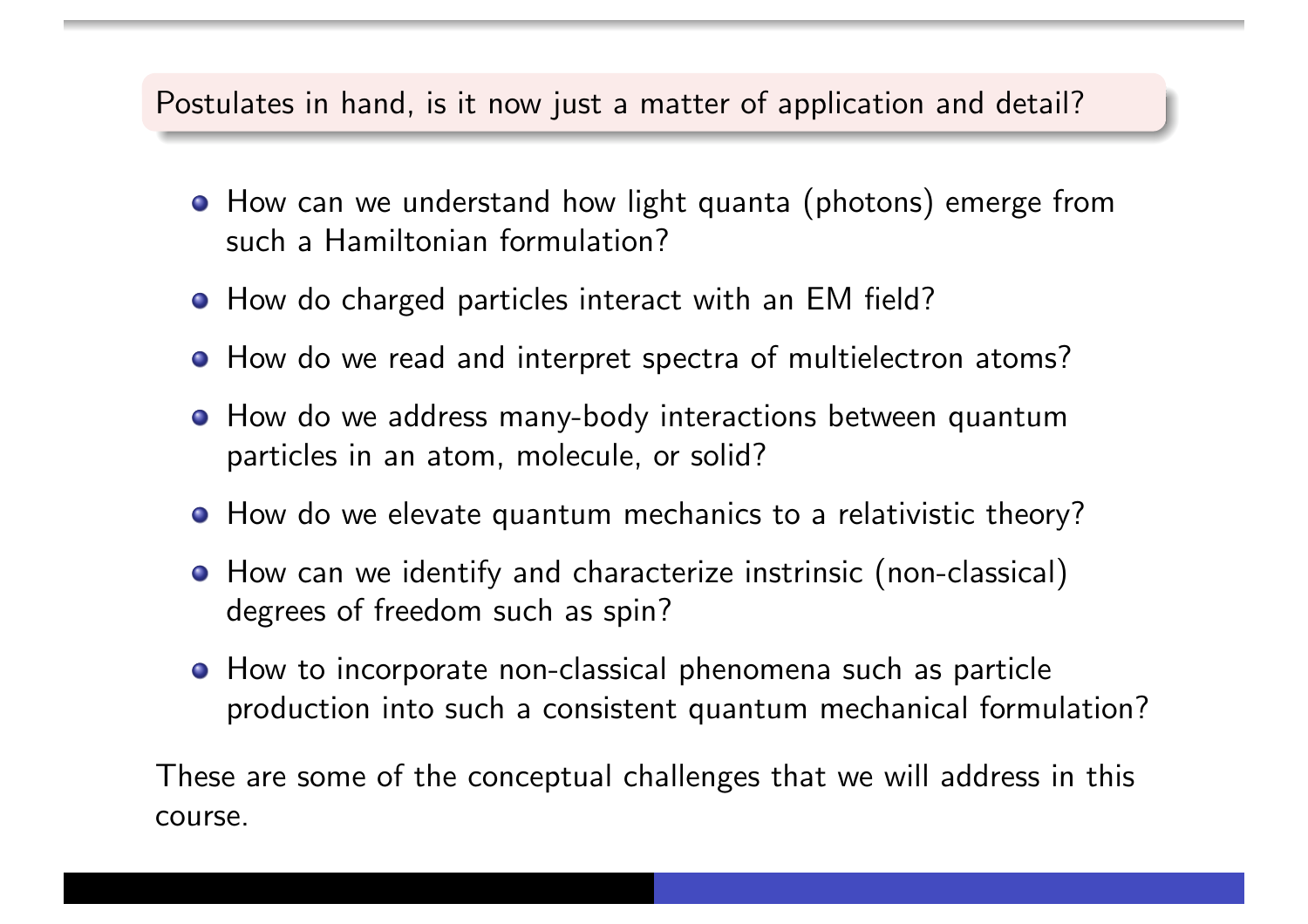**Postulates in hand, is it now just a matter of application and detail?**

- How can we understand how light quanta (photons) emerge from such a Hamiltonian formulation?
- How do charged particles interact with an EM field?
- How do we read and interpret spectra of multielectron atoms?
- How do we address many-body interactions between quantum particles in an atom, molecule, or solid?
- How do we elevate quantum mechanics to a relativistic theory?
- How can we identify and characterize instrinsic (non-classical) degrees of freedom such as spin?
- How to incorporate non-classical phenomena such as particle production into such a consistent quantum mechanical formulation?

These are some of the conceptual challenges that we will address in this course.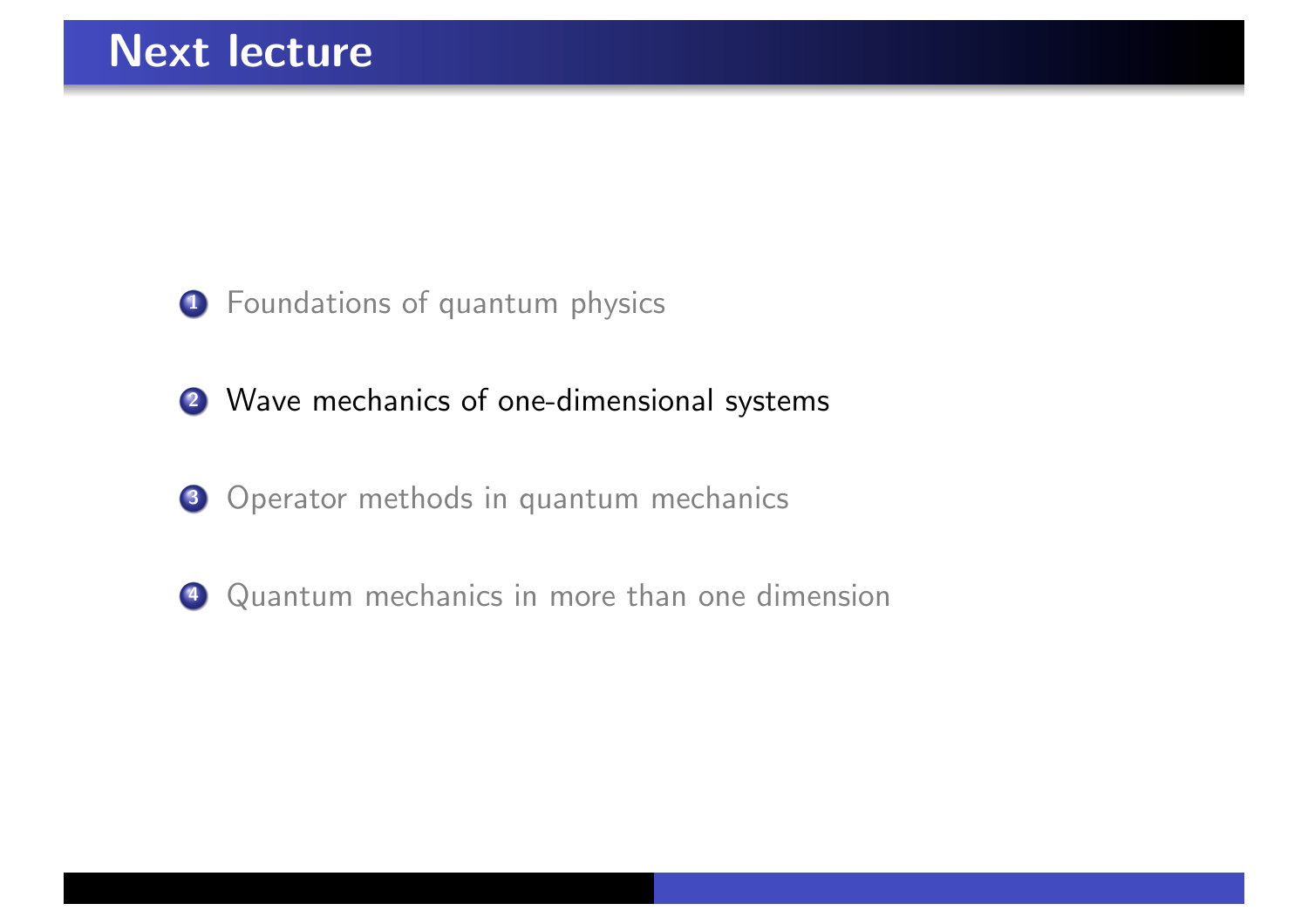# Next lecture

1. Foundations of quantum physics
2. **Wave mechanics of one-dimensional systems**
3. Operator methods in quantum mechanics
4. Quantum mechanics in more than one dimension